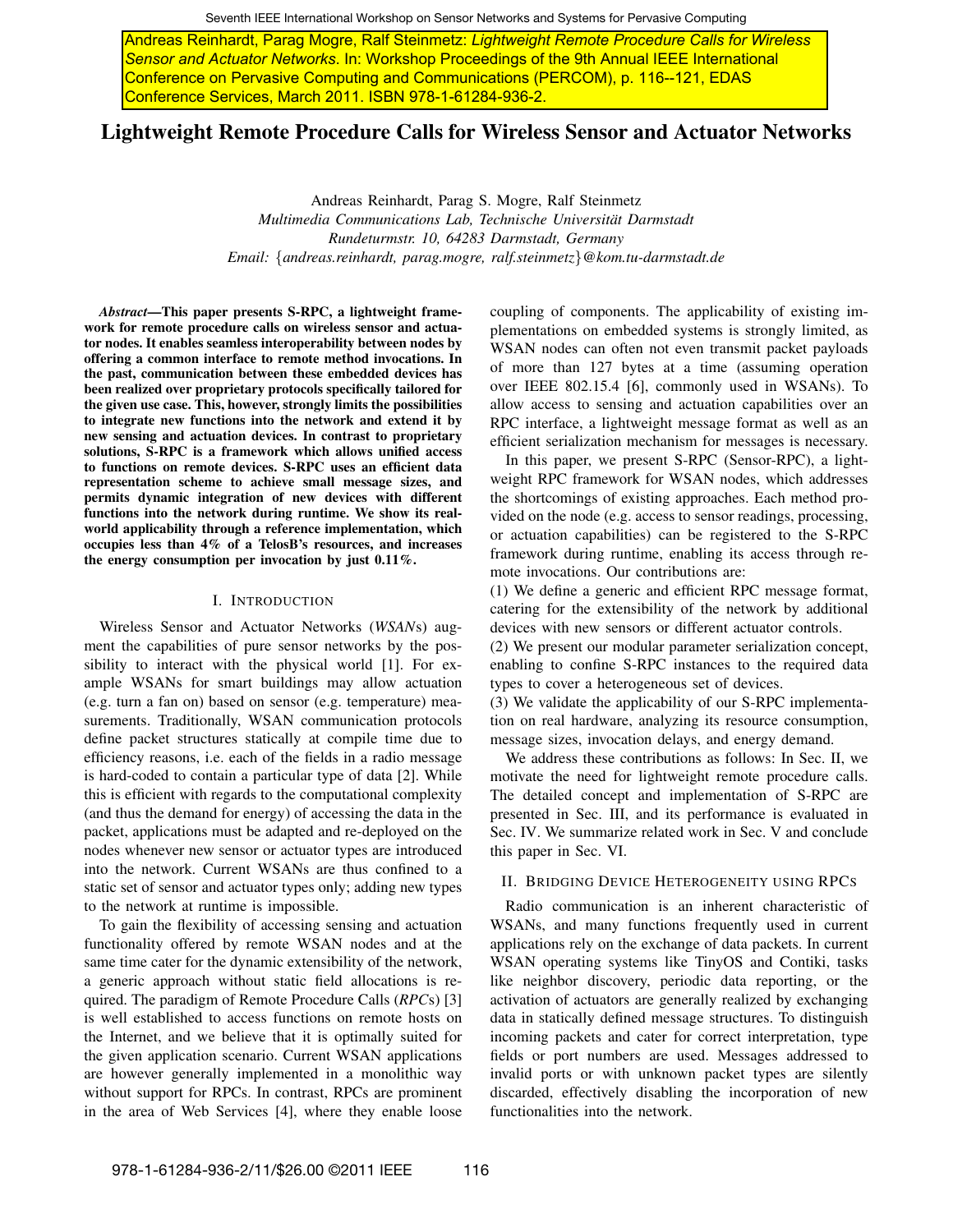Andreas Reinhardt, Parag Mogre, Ralf Steinmetz: *Lightweight Remote Procedure Calls for Wireless Sensor and Actuator Networks*. In: Workshop Proceedings of the 9th Annual IEEE International Conference on Pervasive Computing and Communications (PERCOM), p. 116--121, EDAS Conference Services, March 2011. ISBN 978-1-61284-936-2.

# Lightweight Remote Procedure Calls for Wireless Sensor and Actuator Networks

Andreas Reinhardt, Parag S. Mogre, Ralf Steinmetz
*Multimedia Communications Lab, Technische Universität Darmstadt*
*Rundeturmstr. 10, 64283 Darmstadt, Germany*
*Email: {andreas.reinhardt, parag.mogre, ralf.steinmetz}@kom.tu-darmstadt.de*

***Abstract*—This paper presents S-RPC, a lightweight framework for remote procedure calls on wireless sensor and actuator nodes. It enables seamless interoperability between nodes by offering a common interface to remote method invocations. In the past, communication between these embedded devices has been realized over proprietary protocols specifically tailored for the given use case. This, however, strongly limits the possibilities to integrate new functions into the network and extend it by new sensing and actuation devices. In contrast to proprietary solutions, S-RPC is a framework which allows unified access to functions on remote devices. S-RPC uses an efficient data representation scheme to achieve small message sizes, and permits dynamic integration of new devices with different functions into the network during runtime. We show its real-world applicability through a reference implementation, which occupies less than 4% of a TelosB's resources, and increases the energy consumption per invocation by just 0.11%.**

## I. Introduction

Wireless Sensor and Actuator Networks (*WSAN*s) augment the capabilities of pure sensor networks by the possibility to interact with the physical world [1]. For example WSANs for smart buildings may allow actuation (e.g. turn a fan on) based on sensor (e.g. temperature) measurements. Traditionally, WSAN communication protocols define packet structures statically at compile time due to efficiency reasons, i.e. each of the fields in a radio message is hard-coded to contain a particular type of data [2]. While this is efficient with regards to the computational complexity (and thus the demand for energy) of accessing the data in the packet, applications must be adapted and re-deployed on the nodes whenever new sensor or actuator types are introduced into the network. Current WSANs are thus confined to a static set of sensor and actuator types only; adding new types to the network at runtime is impossible.

To gain the flexibility of accessing sensing and actuation functionality offered by remote WSAN nodes and at the same time cater for the dynamic extensibility of the network, a generic approach without static field allocations is required. The paradigm of Remote Procedure Calls (*RPC*s) [3] is well established to access functions on remote hosts on the Internet, and we believe that it is optimally suited for the given application scenario. Current WSAN applications are however generally implemented in a monolithic way without support for RPCs. In contrast, RPCs are prominent in the area of Web Services [4], where they enable loose coupling of components. The applicability of existing implementations on embedded systems is strongly limited, as WSAN nodes can often not even transmit packet payloads of more than 127 bytes at a time (assuming operation over IEEE 802.15.4 [6], commonly used in WSANs). To allow access to sensing and actuation capabilities over an RPC interface, a lightweight message format as well as an efficient serialization mechanism for messages is necessary.

In this paper, we present S-RPC (Sensor-RPC), a lightweight RPC framework for WSAN nodes, which addresses the shortcomings of existing approaches. Each method provided on the node (e.g. access to sensor readings, processing, or actuation capabilities) can be registered to the S-RPC framework during runtime, enabling its access through remote invocations. Our contributions are:

(1) We define a generic and efficient RPC message format, catering for the extensibility of the network by additional devices with new sensors or different actuator controls.
(2) We present our modular parameter serialization concept, enabling to confine S-RPC instances to the required data types to cover a heterogeneous set of devices.
(3) We validate the applicability of our S-RPC implementation on real hardware, analyzing its resource consumption, message sizes, invocation delays, and energy demand.

We address these contributions as follows: In Sec. II, we motivate the need for lightweight remote procedure calls. The detailed concept and implementation of S-RPC are presented in Sec. III, and its performance is evaluated in Sec. IV. We summarize related work in Sec. V and conclude this paper in Sec. VI.

## II. Bridging Device Heterogeneity using RPCs

Radio communication is an inherent characteristic of WSANs, and many functions frequently used in current applications rely on the exchange of data packets. In current WSAN operating systems like TinyOS and Contiki, tasks like neighbor discovery, periodic data reporting, or the activation of actuators are generally realized by exchanging data in statically defined message structures. To distinguish incoming packets and cater for correct interpretation, type fields or port numbers are used. Messages addressed to invalid ports or with unknown packet types are silently discarded, effectively disabling the incorporation of new functionalities into the network.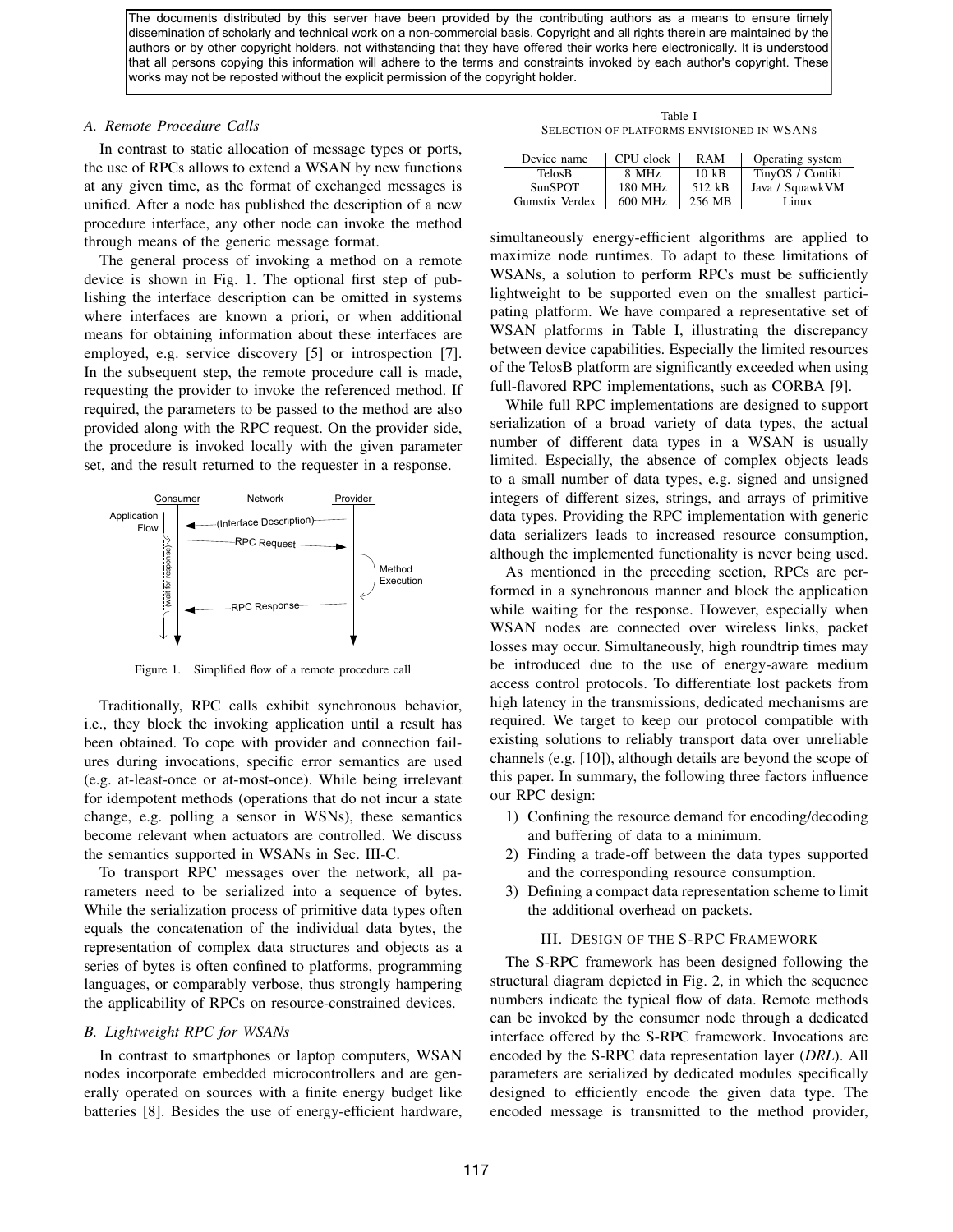The documents distributed by this server have been provided by the contributing authors as a means to ensure timely dissemination of scholarly and technical work on a non-commercial basis. Copyright and all rights therein are maintained by the authors or by other copyright holders, not withstanding that they have offered their works here electronically. It is understood that all persons copying this information will adhere to the terms and constraints invoked by each author's copyright. These works may not be reposted without the explicit permission of the copyright holder.

### A. Remote Procedure Calls

In contrast to static allocation of message types or ports, the use of RPCs allows to extend a WSAN by new functions at any given time, as the format of exchanged messages is unified. After a node has published the description of a new procedure interface, any other node can invoke the method through means of the generic message format.

The general process of invoking a method on a remote device is shown in Fig. 1. The optional first step of publishing the interface description can be omitted in systems where interfaces are known a priori, or when additional means for obtaining information about these interfaces are employed, e.g. service discovery [5] or introspection [7]. In the subsequent step, the remote procedure call is made, requesting the provider to invoke the referenced method. If required, the parameters to be passed to the method are also provided along with the RPC request. On the provider side, the procedure is invoked locally with the given parameter set, and the result returned to the requester in a response.

Figure 1. Simplified flow of a remote procedure call

Traditionally, RPC calls exhibit synchronous behavior, i.e., they block the invoking application until a result has been obtained. To cope with provider and connection failures during invocations, specific error semantics are used (e.g. at-least-once or at-most-once). While being irrelevant for idempotent methods (operations that do not incur a state change, e.g. polling a sensor in WSNs), these semantics become relevant when actuators are controlled. We discuss the semantics supported in WSANs in Sec. III-C.

To transport RPC messages over the network, all parameters need to be serialized into a sequence of bytes. While the serialization process of primitive data types often equals the concatenation of the individual data bytes, the representation of complex data structures and objects as a series of bytes is often confined to platforms, programming languages, or comparably verbose, thus strongly hampering the applicability of RPCs on resource-constrained devices.

### B. Lightweight RPC for WSANs

In contrast to smartphones or laptop computers, WSAN nodes incorporate embedded microcontrollers and are generally operated on sources with a finite energy budget like batteries [8]. Besides the use of energy-efficient hardware, simultaneously energy-efficient algorithms are applied to maximize node runtimes. To adapt to these limitations of WSANs, a solution to perform RPCs must be sufficiently lightweight to be supported even on the smallest participating platform. We have compared a representative set of WSAN platforms in Table I, illustrating the discrepancy between device capabilities. Especially the limited resources of the TelosB platform are significantly exceeded when using full-flavored RPC implementations, such as CORBA [9].

Table I
SELECTION OF PLATFORMS ENVISIONED IN WSANS

| Device name | CPU clock | RAM | Operating system |
|---|---|---|---|
| TelosB | 8 MHz | 10 kB | TinyOS / Contiki |
| SunSPOT | 180 MHz | 512 kB | Java / SquawkVM |
| Gumstix Verdex | 600 MHz | 256 MB | Linux |

While full RPC implementations are designed to support serialization of a broad variety of data types, the actual number of different data types in a WSAN is usually limited. Especially, the absence of complex objects leads to a small number of data types, e.g. signed and unsigned integers of different sizes, strings, and arrays of primitive data types. Providing the RPC implementation with generic data serializers leads to increased resource consumption, although the implemented functionality is never being used.

As mentioned in the preceding section, RPCs are performed in a synchronous manner and block the application while waiting for the response. However, especially when WSAN nodes are connected over wireless links, packet losses may occur. Simultaneously, high roundtrip times may be introduced due to the use of energy-aware medium access control protocols. To differentiate lost packets from high latency in the transmissions, dedicated mechanisms are required. We target to keep our protocol compatible with existing solutions to reliably transport data over unreliable channels (e.g. [10]), although details are beyond the scope of this paper. In summary, the following three factors influence our RPC design:

1) Confining the resource demand for encoding/decoding and buffering of data to a minimum.
2) Finding a trade-off between the data types supported and the corresponding resource consumption.
3) Defining a compact data representation scheme to limit the additional overhead on packets.

## III. Design of the S-RPC Framework

The S-RPC framework has been designed following the structural diagram depicted in Fig. 2, in which the sequence numbers indicate the typical flow of data. Remote methods can be invoked by the consumer node through a dedicated interface offered by the S-RPC framework. Invocations are encoded by the S-RPC data representation layer (*DRL*). All parameters are serialized by dedicated modules specifically designed to efficiently encode the given data type. The encoded message is transmitted to the method provider,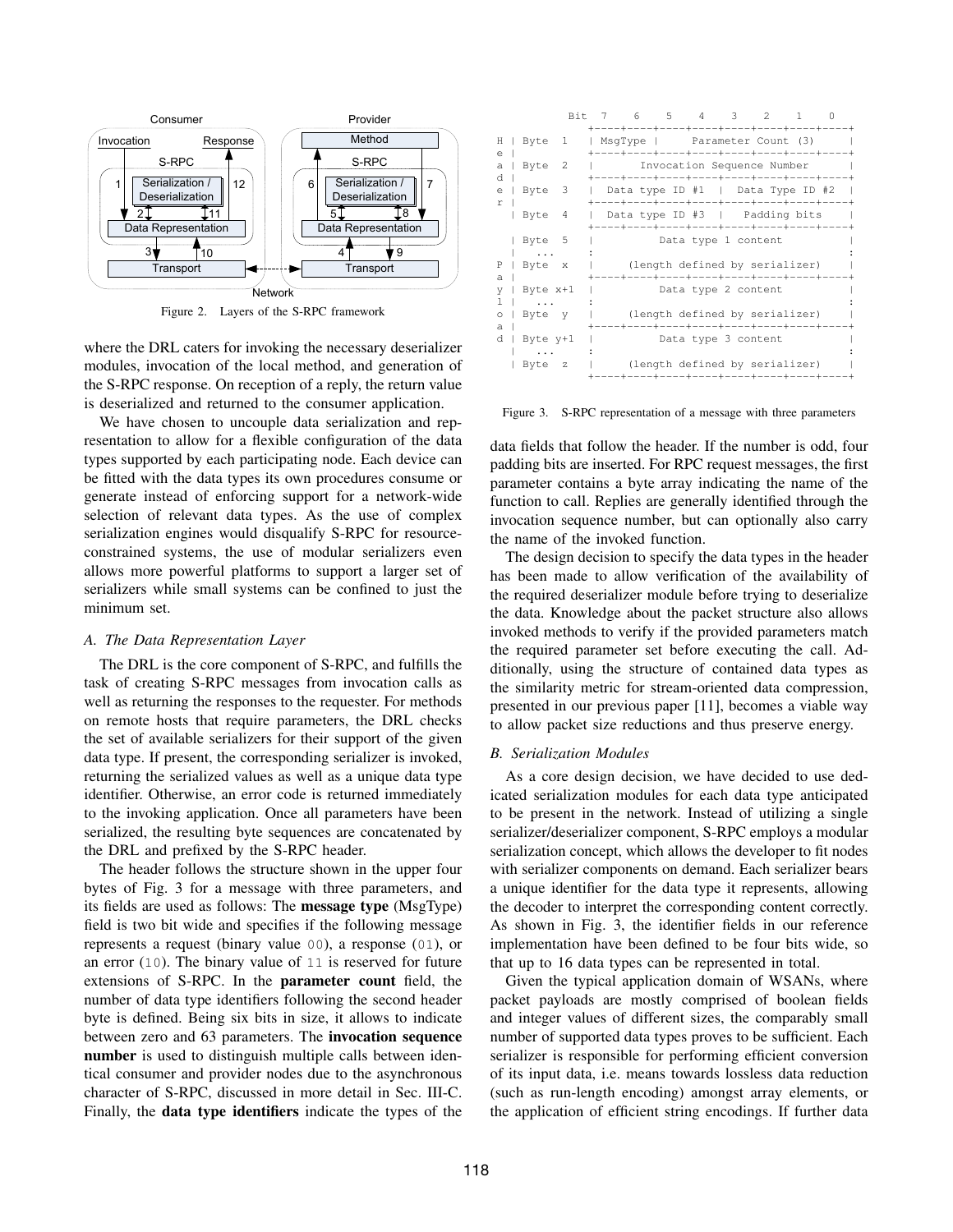Figure 2. Layers of the S-RPC framework

where the DRL caters for invoking the necessary deserializer modules, invocation of the local method, and generation of the S-RPC response. On reception of a reply, the return value is deserialized and returned to the consumer application.

We have chosen to uncouple data serialization and representation to allow for a flexible configuration of the data types supported by each participating node. Each device can be fitted with the data types its own procedures consume or generate instead of enforcing support for a network-wide selection of relevant data types. As the use of complex serialization engines would disqualify S-RPC for resource-constrained systems, the use of modular serializers even allows more powerful platforms to support a larger set of serializers while small systems can be confined to just the minimum set.

### *A. The Data Representation Layer*

The DRL is the core component of S-RPC, and fulfills the task of creating S-RPC messages from invocation calls as well as returning the responses to the requester. For methods on remote hosts that require parameters, the DRL checks the set of available serializers for their support of the given data type. If present, the corresponding serializer is invoked, returning the serialized values as well as a unique data type identifier. Otherwise, an error code is returned immediately to the invoking application. Once all parameters have been serialized, the resulting byte sequences are concatenated by the DRL and prefixed by the S-RPC header.

The header follows the structure shown in the upper four bytes of Fig. 3 for a message with three parameters, and its fields are used as follows: The **message type** (MsgType) field is two bit wide and specifies if the following message represents a request (binary value `00`), a response (`01`), or an error (`10`). The binary value of `11` is reserved for future extensions of S-RPC. In the **parameter count** field, the number of data type identifiers following the second header byte is defined. Being six bits in size, it allows to indicate between zero and 63 parameters. The **invocation sequence number** is used to distinguish multiple calls between identical consumer and provider nodes due to the asynchronous character of S-RPC, discussed in more detail in Sec. III-C. Finally, the **data type identifiers** indicate the types of the

```
          Bit  7    6    5    4    3    2    1    0
              +----+----+----+----+----+----+----+----+
H | Byte  1   | MsgType |      Parameter Count (3)     |
e |           +----+----+----+----+----+----+----+----+
a | Byte  2   |        Invocation Sequence Number      |
d |           +----+----+----+----+----+----+----+----+
e | Byte  3   |  Data type ID #1  |  Data Type ID #2   |
r |           +----+----+----+----+----+----+----+----+
  | Byte  4   |  Data type ID #3  |   Padding bits     |
              +----+----+----+----+----+----+----+----+
  | Byte  5   |          Data type 1 content           |
  |   ...     :                                        :
P | Byte  x   |     (length defined by serializer)     |
a |           +----+----+----+----+----+----+----+----+
y | Byte x+1  |          Data type 2 content           |
l |   ...     :                                        :
o | Byte  y   |     (length defined by serializer)     |
a |           +----+----+----+----+----+----+----+----+
d | Byte y+1  |          Data type 3 content           |
  |   ...     :                                        :
  | Byte  z   |     (length defined by serializer)     |
              +----+----+----+----+----+----+----+----+
```

Figure 3. S-RPC representation of a message with three parameters

data fields that follow the header. If the number is odd, four padding bits are inserted. For RPC request messages, the first parameter contains a byte array indicating the name of the function to call. Replies are generally identified through the invocation sequence number, but can optionally also carry the name of the invoked function.

The design decision to specify the data types in the header has been made to allow verification of the availability of the required deserializer module before trying to deserialize the data. Knowledge about the packet structure also allows invoked methods to verify if the provided parameters match the required parameter set before executing the call. Additionally, using the structure of contained data types as the similarity metric for stream-oriented data compression, presented in our previous paper [11], becomes a viable way to allow packet size reductions and thus preserve energy.

### *B. Serialization Modules*

As a core design decision, we have decided to use dedicated serialization modules for each data type anticipated to be present in the network. Instead of utilizing a single serializer/deserializer component, S-RPC employs a modular serialization concept, which allows the developer to fit nodes with serializer components on demand. Each serializer bears a unique identifier for the data type it represents, allowing the decoder to interpret the corresponding content correctly. As shown in Fig. 3, the identifier fields in our reference implementation have been defined to be four bits wide, so that up to 16 data types can be represented in total.

Given the typical application domain of WSANs, where packet payloads are mostly comprised of boolean fields and integer values of different sizes, the comparably small number of supported data types proves to be sufficient. Each serializer is responsible for performing efficient conversion of its input data, i.e. means towards lossless data reduction (such as run-length encoding) amongst array elements, or the application of efficient string encodings. If further data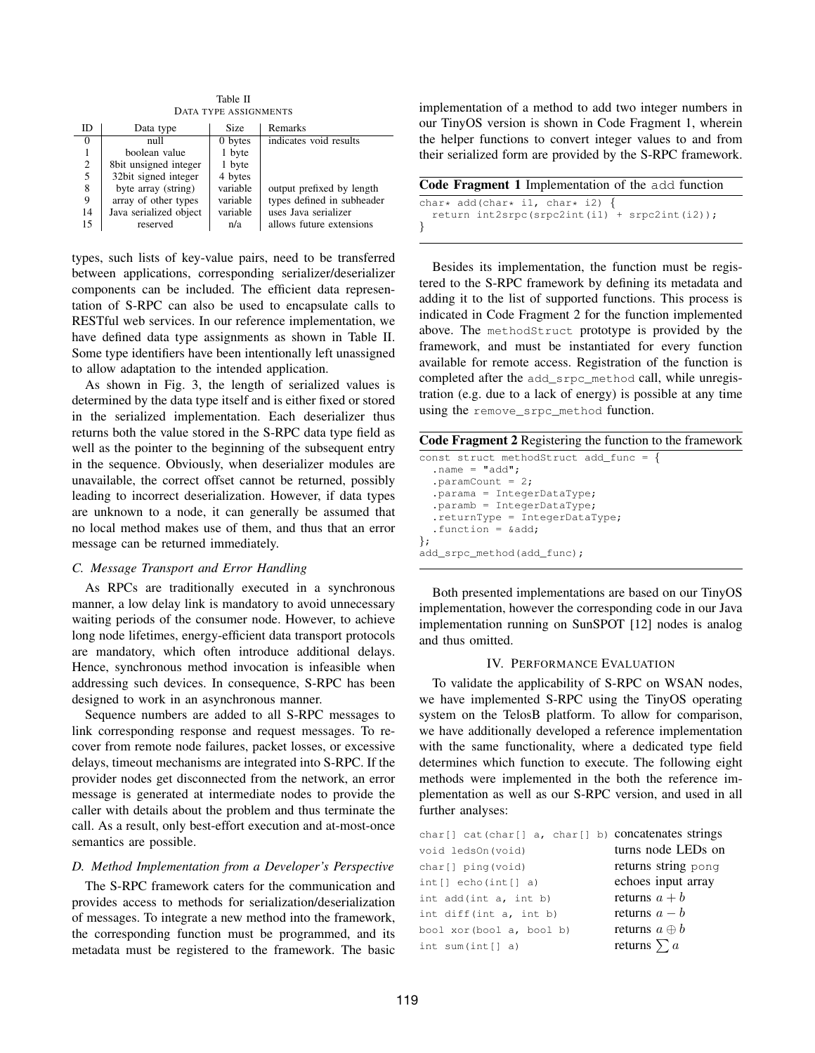Table II
DATA TYPE ASSIGNMENTS

| ID | Data type | Size | Remarks |
|---|---|---|---|
| 0 | null | 0 bytes | indicates void results |
| 1 | boolean value | 1 byte | |
| 2 | 8bit unsigned integer | 1 byte | |
| 5 | 32bit signed integer | 4 bytes | |
| 8 | byte array (string) | variable | output prefixed by length |
| 9 | array of other types | variable | types defined in subheader |
| 14 | Java serialized object | variable | uses Java serializer |
| 15 | reserved | n/a | allows future extensions |

types, such lists of key-value pairs, need to be transferred between applications, corresponding serializer/deserializer components can be included. The efficient data representation of S-RPC can also be used to encapsulate calls to RESTful web services. In our reference implementation, we have defined data type assignments as shown in Table II. Some type identifiers have been intentionally left unassigned to allow adaptation to the intended application.

As shown in Fig. 3, the length of serialized values is determined by the data type itself and is either fixed or stored in the serialized implementation. Each deserializer thus returns both the value stored in the S-RPC data type field as well as the pointer to the beginning of the subsequent entry in the sequence. Obviously, when deserializer modules are unavailable, the correct offset cannot be returned, possibly leading to incorrect deserialization. However, if data types are unknown to a node, it can generally be assumed that no local method makes use of them, and thus that an error message can be returned immediately.

### C. Message Transport and Error Handling

As RPCs are traditionally executed in a synchronous manner, a low delay link is mandatory to avoid unnecessary waiting periods of the consumer node. However, to achieve long node lifetimes, energy-efficient data transport protocols are mandatory, which often introduce additional delays. Hence, synchronous method invocation is infeasible when addressing such devices. In consequence, S-RPC has been designed to work in an asynchronous manner.

Sequence numbers are added to all S-RPC messages to link corresponding response and request messages. To recover from remote node failures, packet losses, or excessive delays, timeout mechanisms are integrated into S-RPC. If the provider nodes get disconnected from the network, an error message is generated at intermediate nodes to provide the caller with details about the problem and thus terminate the call. As a result, only best-effort execution and at-most-once semantics are possible.

### D. Method Implementation from a Developer's Perspective

The S-RPC framework caters for the communication and provides access to methods for serialization/deserialization of messages. To integrate a new method into the framework, the corresponding function must be programmed, and its metadata must be registered to the framework. The basic implementation of a method to add two integer numbers in our TinyOS version is shown in Code Fragment 1, wherein the helper functions to convert integer values to and from their serialized form are provided by the S-RPC framework.

**Code Fragment 1** Implementation of the `add` function

```
char* add(char* i1, char* i2) {
  return int2srpc(srpc2int(i1) + srpc2int(i2));
}
```

Besides its implementation, the function must be registered to the S-RPC framework by defining its metadata and adding it to the list of supported functions. This process is indicated in Code Fragment 2 for the function implemented above. The `methodStruct` prototype is provided by the framework, and must be instantiated for every function available for remote access. Registration of the function is completed after the `add_srpc_method` call, while unregistration (e.g. due to a lack of energy) is possible at any time using the `remove_srpc_method` function.

**Code Fragment 2** Registering the function to the framework

```
const struct methodStruct add_func = {
  .name = "add";
  .paramCount = 2;
  .parama = IntegerDataType;
  .paramb = IntegerDataType;
  .returnType = IntegerDataType;
  .function = &add;
};
add_srpc_method(add_func);
```

Both presented implementations are based on our TinyOS implementation, however the corresponding code in our Java implementation running on SunSPOT [12] nodes is analog and thus omitted.

## IV. PERFORMANCE EVALUATION

To validate the applicability of S-RPC on WSAN nodes, we have implemented S-RPC using the TinyOS operating system on the TelosB platform. To allow for comparison, we have additionally developed a reference implementation with the same functionality, where a dedicated type field determines which function to execute. The following eight methods were implemented in the both the reference implementation as well as our S-RPC version, and used in all further analyses:

| | |
|---|---|
| `char[] cat(char[] a, char[] b)` | concatenates strings |
| `void ledsOn(void)` | turns node LEDs on |
| `char[] ping(void)` | returns string `pong` |
| `int[] echo(int[] a)` | echoes input array |
| `int add(int a, int b)` | returns $a + b$ |
| `int diff(int a, int b)` | returns $a - b$ |
| `bool xor(bool a, bool b)` | returns $a \oplus b$ |
| `int sum(int[] a)` | returns $\sum a$ |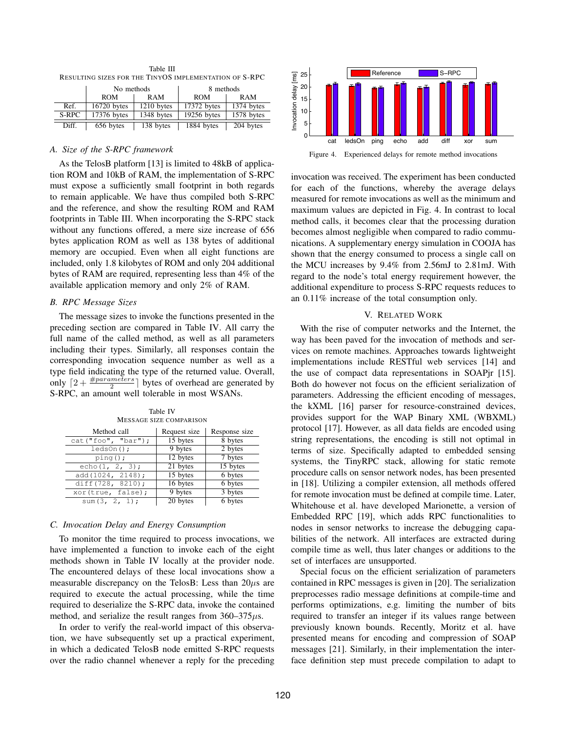Table III
RESULTING SIZES FOR THE TINYOS IMPLEMENTATION OF S-RPC

| | No methods | | 8 methods | |
|---|---|---|---|---|
| | ROM | RAM | ROM | RAM |
| Ref. | 16720 bytes | 1210 bytes | 17372 bytes | 1374 bytes |
| S-RPC | 17376 bytes | 1348 bytes | 19256 bytes | 1578 bytes |
| Diff. | 656 bytes | 138 bytes | 1884 bytes | 204 bytes |

### A. Size of the S-RPC framework

As the TelosB platform [13] is limited to 48kB of application ROM and 10kB of RAM, the implementation of S-RPC must expose a sufficiently small footprint in both regards to remain applicable. We have thus compiled both S-RPC and the reference, and show the resulting ROM and RAM footprints in Table III. When incorporating the S-RPC stack without any functions offered, a mere size increase of 656 bytes application ROM as well as 138 bytes of additional memory are occupied. Even when all eight functions are included, only 1.8 kilobytes of ROM and only 204 additional bytes of RAM are required, representing less than 4% of the available application memory and only 2% of RAM.

### B. RPC Message Sizes

The message sizes to invoke the functions presented in the preceding section are compared in Table IV. All carry the full name of the called method, as well as all parameters including their types. Similarly, all responses contain the corresponding invocation sequence number as well as a type field indicating the type of the returned value. Overall, only $\lceil 2 + \frac{\#parameters}{2} \rceil$ bytes of overhead are generated by S-RPC, an amount well tolerable in most WSANs.

Table IV
MESSAGE SIZE COMPARISON

| Method call | Request size | Response size |
|---|---|---|
| `cat("foo", "bar");` | 15 bytes | 8 bytes |
| `ledsOn();` | 9 bytes | 2 bytes |
| `ping();` | 12 bytes | 7 bytes |
| `echo(1, 2, 3);` | 21 bytes | 15 bytes |
| `add(1024, 2148);` | 15 bytes | 6 bytes |
| `diff(728, 8210);` | 16 bytes | 6 bytes |
| `xor(true, false);` | 9 bytes | 3 bytes |
| `sum(3, 2, 1);` | 20 bytes | 6 bytes |

### C. Invocation Delay and Energy Consumption

To monitor the time required to process invocations, we have implemented a function to invoke each of the eight methods shown in Table IV locally at the provider node. The encountered delays of these local invocations show a measurable discrepancy on the TelosB: Less than $20\mu s$ are required to execute the actual processing, while the time required to deserialize the S-RPC data, invoke the contained method, and serialize the result ranges from 360–375$\mu$s.

In order to verify the real-world impact of this observation, we have subsequently set up a practical experiment, in which a dedicated TelosB node emitted S-RPC requests over the radio channel whenever a reply for the preceding invocation was received. The experiment has been conducted for each of the functions, whereby the average delays measured for remote invocations as well as the minimum and maximum values are depicted in Fig. 4. In contrast to local method calls, it becomes clear that the processing duration becomes almost negligible when compared to radio communications. A supplementary energy simulation in COOJA has shown that the energy consumed to process a single call on the MCU increases by 9.4% from 2.56mJ to 2.81mJ. With regard to the node's total energy requirement however, the additional expenditure to process S-RPC requests reduces to an 0.11% increase of the total consumption only.

Figure 4. Experienced delays for remote method invocations

## V. RELATED WORK

With the rise of computer networks and the Internet, the way has been paved for the invocation of methods and services on remote machines. Approaches towards lightweight implementations include RESTful web services [14] and the use of compact data representations in SOAPjr [15]. Both do however not focus on the efficient serialization of parameters. Addressing the efficient encoding of messages, the kXML [16] parser for resource-constrained devices, provides support for the WAP Binary XML (WBXML) protocol [17]. However, as all data fields are encoded using string representations, the encoding is still not optimal in terms of size. Specifically adapted to embedded sensing systems, the TinyRPC stack, allowing for static remote procedure calls on sensor network nodes, has been presented in [18]. Utilizing a compiler extension, all methods offered for remote invocation must be defined at compile time. Later, Whitehouse et al. have developed Marionette, a version of Embedded RPC [19], which adds RPC functionalities to nodes in sensor networks to increase the debugging capabilities of the network. All interfaces are extracted during compile time as well, thus later changes or additions to the set of interfaces are unsupported.

Special focus on the efficient serialization of parameters contained in RPC messages is given in [20]. The serialization preprocesses radio message definitions at compile-time and performs optimizations, e.g. limiting the number of bits required to transfer an integer if its values range between previously known bounds. Recently, Moritz et al. have presented means for encoding and compression of SOAP messages [21]. Similarly, in their implementation the interface definition step must precede compilation to adapt to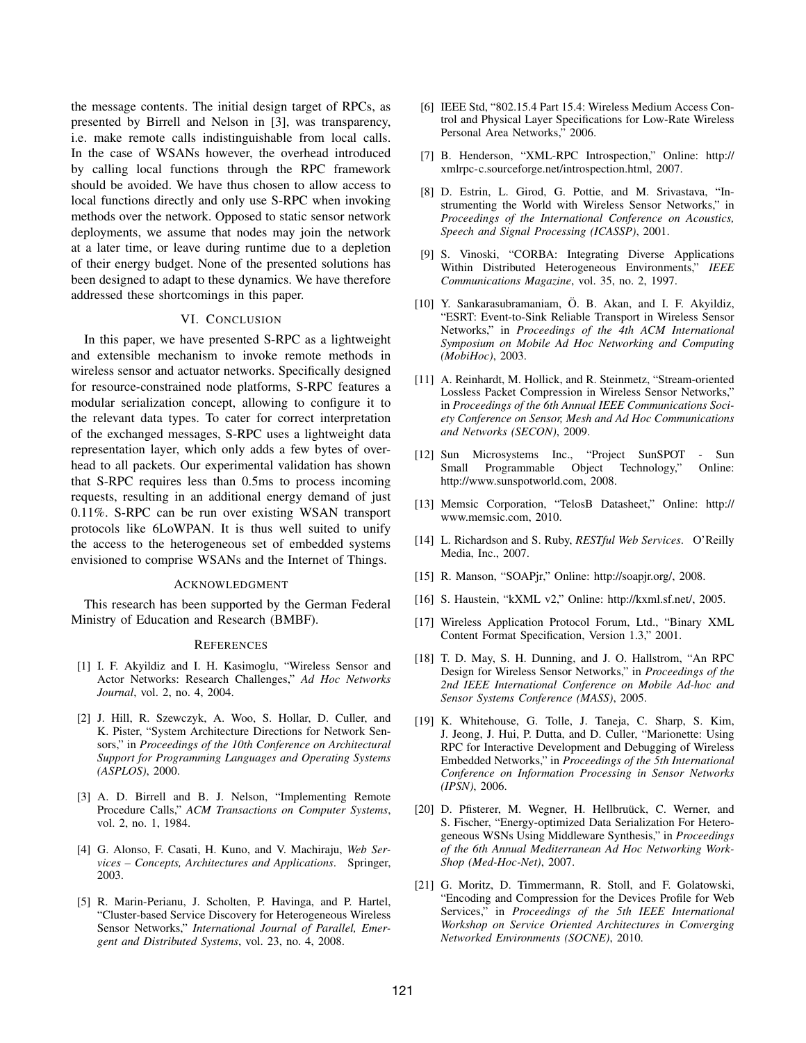the message contents. The initial design target of RPCs, as presented by Birrell and Nelson in [3], was transparency, i.e. make remote calls indistinguishable from local calls. In the case of WSANs however, the overhead introduced by calling local functions through the RPC framework should be avoided. We have thus chosen to allow access to local functions directly and only use S-RPC when invoking methods over the network. Opposed to static sensor network deployments, we assume that nodes may join the network at a later time, or leave during runtime due to a depletion of their energy budget. None of the presented solutions has been designed to adapt to these dynamics. We have therefore addressed these shortcomings in this paper.

## VI. Conclusion

In this paper, we have presented S-RPC as a lightweight and extensible mechanism to invoke remote methods in wireless sensor and actuator networks. Specifically designed for resource-constrained node platforms, S-RPC features a modular serialization concept, allowing to configure it to the relevant data types. To cater for correct interpretation of the exchanged messages, S-RPC uses a lightweight data representation layer, which only adds a few bytes of overhead to all packets. Our experimental validation has shown that S-RPC requires less than 0.5ms to process incoming requests, resulting in an additional energy demand of just 0.11%. S-RPC can be run over existing WSAN transport protocols like 6LoWPAN. It is thus well suited to unify the access to the heterogeneous set of embedded systems envisioned to comprise WSANs and the Internet of Things.

## Acknowledgment

This research has been supported by the German Federal Ministry of Education and Research (BMBF).

## References

[1] I. F. Akyildiz and I. H. Kasimoglu, "Wireless Sensor and Actor Networks: Research Challenges," *Ad Hoc Networks Journal*, vol. 2, no. 4, 2004.

[2] J. Hill, R. Szewczyk, A. Woo, S. Hollar, D. Culler, and K. Pister, "System Architecture Directions for Network Sensors," in *Proceedings of the 10th Conference on Architectural Support for Programming Languages and Operating Systems (ASPLOS)*, 2000.

[3] A. D. Birrell and B. J. Nelson, "Implementing Remote Procedure Calls," *ACM Transactions on Computer Systems*, vol. 2, no. 1, 1984.

[4] G. Alonso, F. Casati, H. Kuno, and V. Machiraju, *Web Services – Concepts, Architectures and Applications*. Springer, 2003.

[5] R. Marin-Perianu, J. Scholten, P. Havinga, and P. Hartel, "Cluster-based Service Discovery for Heterogeneous Wireless Sensor Networks," *International Journal of Parallel, Emergent and Distributed Systems*, vol. 23, no. 4, 2008.

[6] IEEE Std, "802.15.4 Part 15.4: Wireless Medium Access Control and Physical Layer Specifications for Low-Rate Wireless Personal Area Networks," 2006.

[7] B. Henderson, "XML-RPC Introspection," Online: http://xmlrpc-c.sourceforge.net/introspection.html, 2007.

[8] D. Estrin, L. Girod, G. Pottie, and M. Srivastava, "Instrumenting the World with Wireless Sensor Networks," in *Proceedings of the International Conference on Acoustics, Speech and Signal Processing (ICASSP)*, 2001.

[9] S. Vinoski, "CORBA: Integrating Diverse Applications Within Distributed Heterogeneous Environments," *IEEE Communications Magazine*, vol. 35, no. 2, 1997.

[10] Y. Sankarasubramaniam, Ö. B. Akan, and I. F. Akyildiz, "ESRT: Event-to-Sink Reliable Transport in Wireless Sensor Networks," in *Proceedings of the 4th ACM International Symposium on Mobile Ad Hoc Networking and Computing (MobiHoc)*, 2003.

[11] A. Reinhardt, M. Hollick, and R. Steinmetz, "Stream-oriented Lossless Packet Compression in Wireless Sensor Networks," in *Proceedings of the 6th Annual IEEE Communications Society Conference on Sensor, Mesh and Ad Hoc Communications and Networks (SECON)*, 2009.

[12] Sun Microsystems Inc., "Project SunSPOT - Sun Small Programmable Object Technology," Online: http://www.sunspotworld.com, 2008.

[13] Memsic Corporation, "TelosB Datasheet," Online: http://www.memsic.com, 2010.

[14] L. Richardson and S. Ruby, *RESTful Web Services*. O'Reilly Media, Inc., 2007.

[15] R. Manson, "SOAPjr," Online: http://soapjr.org/, 2008.

[16] S. Haustein, "kXML v2," Online: http://kxml.sf.net/, 2005.

[17] Wireless Application Protocol Forum, Ltd., "Binary XML Content Format Specification, Version 1.3," 2001.

[18] T. D. May, S. H. Dunning, and J. O. Hallstrom, "An RPC Design for Wireless Sensor Networks," in *Proceedings of the 2nd IEEE International Conference on Mobile Ad-hoc and Sensor Systems Conference (MASS)*, 2005.

[19] K. Whitehouse, G. Tolle, J. Taneja, C. Sharp, S. Kim, J. Jeong, J. Hui, P. Dutta, and D. Culler, "Marionette: Using RPC for Interactive Development and Debugging of Wireless Embedded Networks," in *Proceedings of the 5th International Conference on Information Processing in Sensor Networks (IPSN)*, 2006.

[20] D. Pfisterer, M. Wegner, H. Hellbruück, C. Werner, and S. Fischer, "Energy-optimized Data Serialization For Heterogeneous WSNs Using Middleware Synthesis," in *Proceedings of the 6th Annual Mediterranean Ad Hoc Networking Work-Shop (Med-Hoc-Net)*, 2007.

[21] G. Moritz, D. Timmermann, R. Stoll, and F. Golatowski, "Encoding and Compression for the Devices Profile for Web Services," in *Proceedings of the 5th IEEE International Workshop on Service Oriented Architectures in Converging Networked Environments (SOCNE)*, 2010.